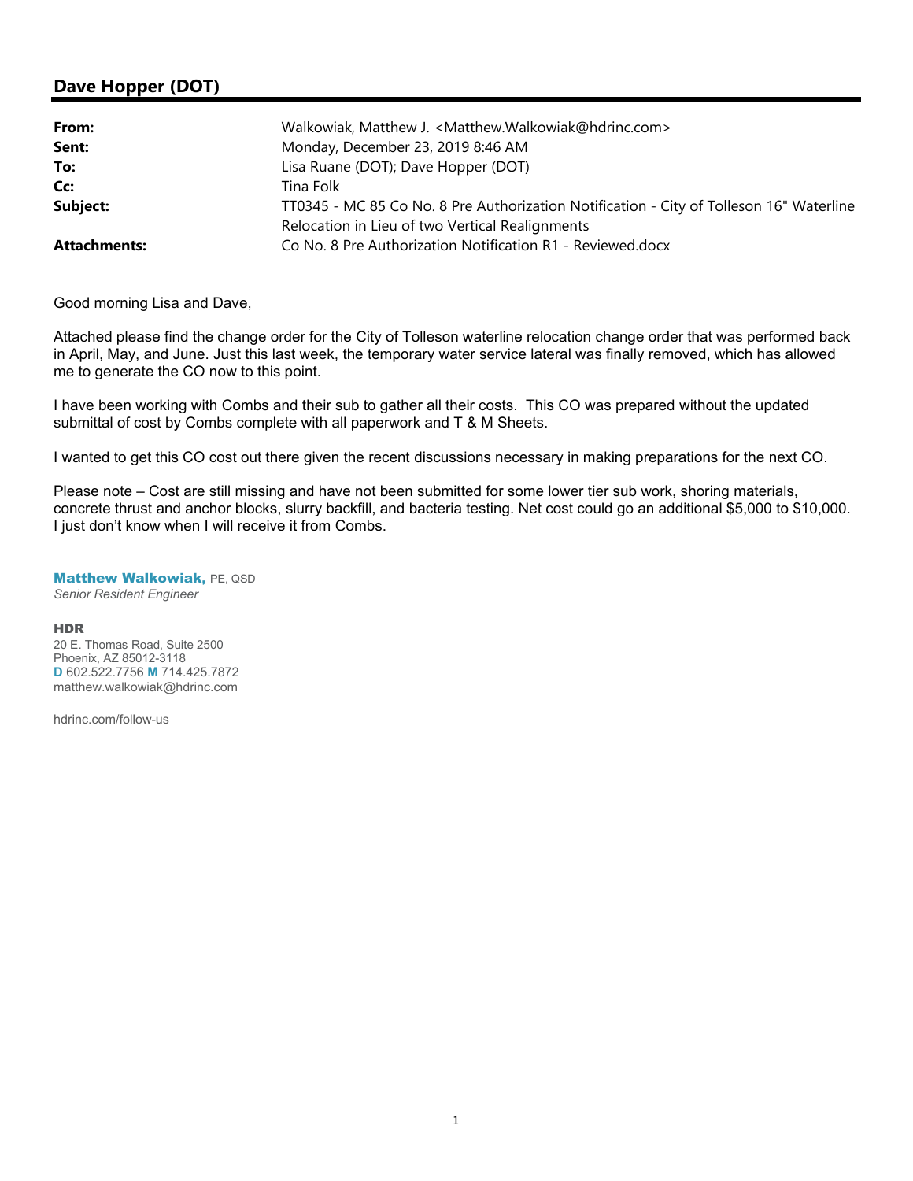## Dave Hopper (DOT)

| | |
|---|---|
| **From:** | Walkowiak, Matthew J. <Matthew.Walkowiak@hdrinc.com> |
| **Sent:** | Monday, December 23, 2019 8:46 AM |
| **To:** | Lisa Ruane (DOT); Dave Hopper (DOT) |
| **Cc:** | Tina Folk |
| **Subject:** | TT0345 - MC 85 Co No. 8 Pre Authorization Notification - City of Tolleson 16" Waterline Relocation in Lieu of two Vertical Realignments |
| **Attachments:** | Co No. 8 Pre Authorization Notification R1 - Reviewed.docx |

Good morning Lisa and Dave,

Attached please find the change order for the City of Tolleson waterline relocation change order that was performed back in April, May, and June. Just this last week, the temporary water service lateral was finally removed, which has allowed me to generate the CO now to this point.

I have been working with Combs and their sub to gather all their costs. This CO was prepared without the updated submittal of cost by Combs complete with all paperwork and T & M Sheets.

I wanted to get this CO cost out there given the recent discussions necessary in making preparations for the next CO.

Please note – Cost are still missing and have not been submitted for some lower tier sub work, shoring materials, concrete thrust and anchor blocks, slurry backfill, and bacteria testing. Net cost could go an additional $5,000 to $10,000. I just don't know when I will receive it from Combs.

**Matthew Walkowiak,** PE, QSD
*Senior Resident Engineer*

**HDR**
20 E. Thomas Road, Suite 2500
Phoenix, AZ 85012-3118
**D** 602.522.7756 **M** 714.425.7872
matthew.walkowiak@hdrinc.com

hdrinc.com/follow-us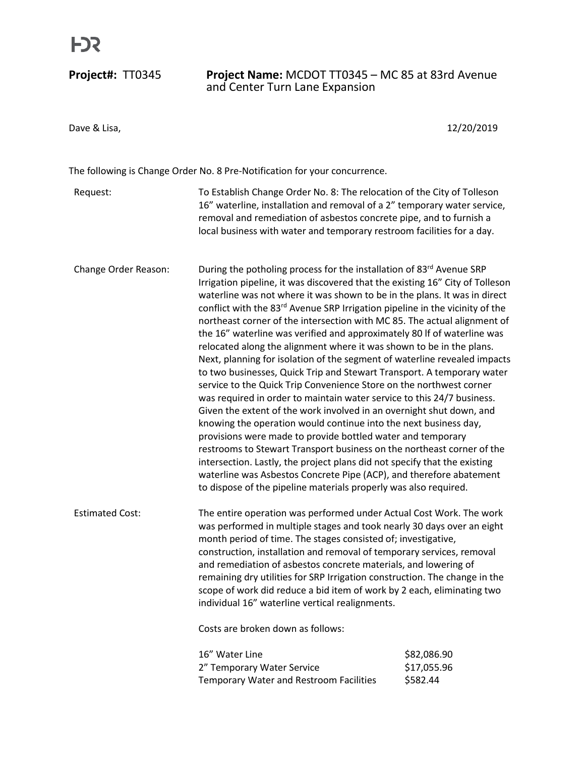HDR

**Project#:** TT0345 **Project Name:** MCDOT TT0345 – MC 85 at 83rd Avenue and Center Turn Lane Expansion

Dave & Lisa,

12/20/2019

The following is Change Order No. 8 Pre-Notification for your concurrence.

**Request:** To Establish Change Order No. 8: The relocation of the City of Tolleson 16" waterline, installation and removal of a 2" temporary water service, removal and remediation of asbestos concrete pipe, and to furnish a local business with water and temporary restroom facilities for a day.

**Change Order Reason:** During the potholing process for the installation of 83rd Avenue SRP Irrigation pipeline, it was discovered that the existing 16" City of Tolleson waterline was not where it was shown to be in the plans. It was in direct conflict with the 83rd Avenue SRP Irrigation pipeline in the vicinity of the northeast corner of the intersection with MC 85. The actual alignment of the 16" waterline was verified and approximately 80 lf of waterline was relocated along the alignment where it was shown to be in the plans. Next, planning for isolation of the segment of waterline revealed impacts to two businesses, Quick Trip and Stewart Transport. A temporary water service to the Quick Trip Convenience Store on the northwest corner was required in order to maintain water service to this 24/7 business. Given the extent of the work involved in an overnight shut down, and knowing the operation would continue into the next business day, provisions were made to provide bottled water and temporary restrooms to Stewart Transport business on the northeast corner of the intersection. Lastly, the project plans did not specify that the existing waterline was Asbestos Concrete Pipe (ACP), and therefore abatement to dispose of the pipeline materials properly was also required.

**Estimated Cost:** The entire operation was performed under Actual Cost Work. The work was performed in multiple stages and took nearly 30 days over an eight month period of time. The stages consisted of; investigative, construction, installation and removal of temporary services, removal and remediation of asbestos concrete materials, and lowering of remaining dry utilities for SRP Irrigation construction. The change in the scope of work did reduce a bid item of work by 2 each, eliminating two individual 16" waterline vertical realignments.

Costs are broken down as follows:

| | |
|---|---|
| 16" Water Line | $82,086.90 |
| 2" Temporary Water Service | $17,055.96 |
| Temporary Water and Restroom Facilities | $582.44 |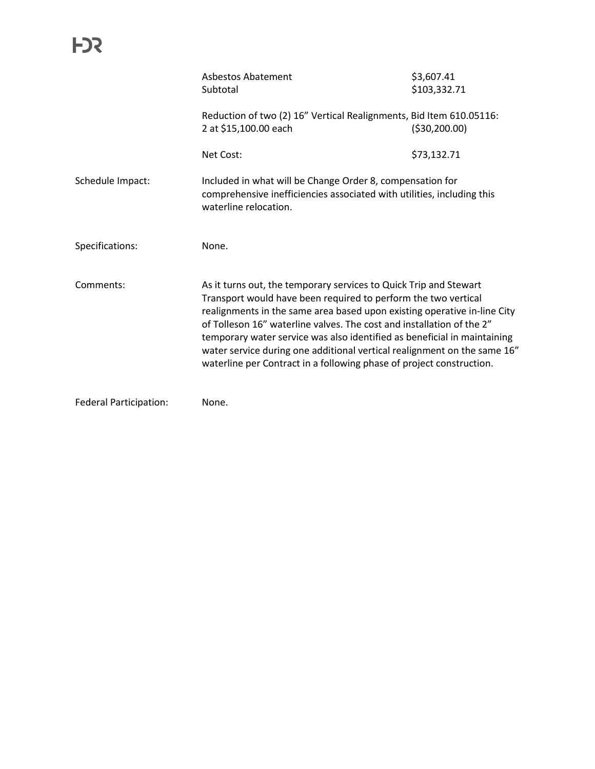| | | |
|---|---|---|
| | Asbestos Abatement | $3,607.41 |
| | Subtotal | $103,332.71 |
| | Reduction of two (2) 16” Vertical Realignments, Bid Item 610.05116: 2 at $15,100.00 each | ($30,200.00) |
| | Net Cost: | $73,132.71 |
| Schedule Impact: | Included in what will be Change Order 8, compensation for comprehensive inefficiencies associated with utilities, including this waterline relocation. | |
| Specifications: | None. | |
| Comments: | As it turns out, the temporary services to Quick Trip and Stewart Transport would have been required to perform the two vertical realignments in the same area based upon existing operative in-line City of Tolleson 16” waterline valves. The cost and installation of the 2” temporary water service was also identified as beneficial in maintaining water service during one additional vertical realignment on the same 16” waterline per Contract in a following phase of project construction. | |
| Federal Participation: | None. | |